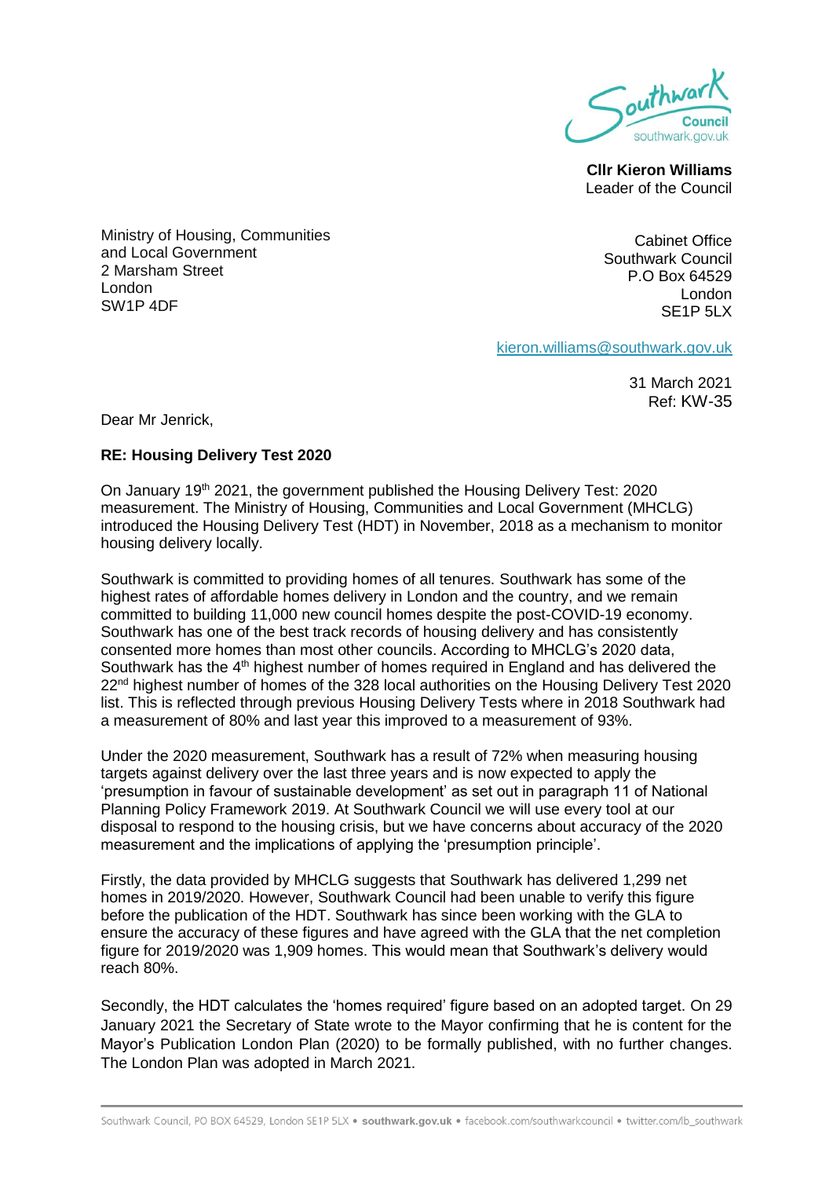Southwark Council
southwark.gov.uk

**Cllr Kieron Williams**
Leader of the Council

Ministry of Housing, Communities
and Local Government
2 Marsham Street
London
SW1P 4DF

Cabinet Office
Southwark Council
P.O Box 64529
London
SE1P 5LX

kieron.williams@southwark.gov.uk

31 March 2021
Ref: KW-35

Dear Mr Jenrick,

**RE: Housing Delivery Test 2020**

On January 19th 2021, the government published the Housing Delivery Test: 2020 measurement. The Ministry of Housing, Communities and Local Government (MHCLG) introduced the Housing Delivery Test (HDT) in November, 2018 as a mechanism to monitor housing delivery locally.

Southwark is committed to providing homes of all tenures. Southwark has some of the highest rates of affordable homes delivery in London and the country, and we remain committed to building 11,000 new council homes despite the post-COVID-19 economy. Southwark has one of the best track records of housing delivery and has consistently consented more homes than most other councils. According to MHCLG's 2020 data, Southwark has the 4th highest number of homes required in England and has delivered the 22nd highest number of homes of the 328 local authorities on the Housing Delivery Test 2020 list. This is reflected through previous Housing Delivery Tests where in 2018 Southwark had a measurement of 80% and last year this improved to a measurement of 93%.

Under the 2020 measurement, Southwark has a result of 72% when measuring housing targets against delivery over the last three years and is now expected to apply the 'presumption in favour of sustainable development' as set out in paragraph 11 of National Planning Policy Framework 2019. At Southwark Council we will use every tool at our disposal to respond to the housing crisis, but we have concerns about accuracy of the 2020 measurement and the implications of applying the 'presumption principle'.

Firstly, the data provided by MHCLG suggests that Southwark has delivered 1,299 net homes in 2019/2020. However, Southwark Council had been unable to verify this figure before the publication of the HDT. Southwark has since been working with the GLA to ensure the accuracy of these figures and have agreed with the GLA that the net completion figure for 2019/2020 was 1,909 homes. This would mean that Southwark's delivery would reach 80%.

Secondly, the HDT calculates the 'homes required' figure based on an adopted target. On 29 January 2021 the Secretary of State wrote to the Mayor confirming that he is content for the Mayor's Publication London Plan (2020) to be formally published, with no further changes. The London Plan was adopted in March 2021.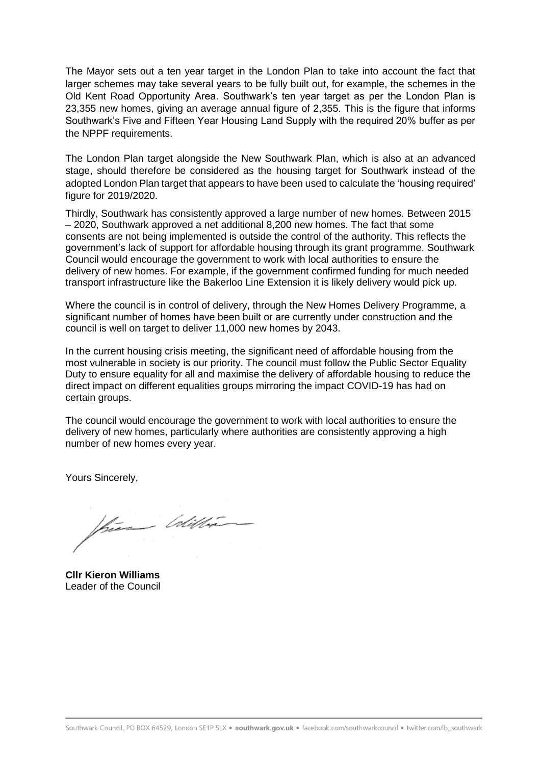The Mayor sets out a ten year target in the London Plan to take into account the fact that larger schemes may take several years to be fully built out, for example, the schemes in the Old Kent Road Opportunity Area. Southwark's ten year target as per the London Plan is 23,355 new homes, giving an average annual figure of 2,355. This is the figure that informs Southwark's Five and Fifteen Year Housing Land Supply with the required 20% buffer as per the NPPF requirements.

The London Plan target alongside the New Southwark Plan, which is also at an advanced stage, should therefore be considered as the housing target for Southwark instead of the adopted London Plan target that appears to have been used to calculate the 'housing required' figure for 2019/2020.

Thirdly, Southwark has consistently approved a large number of new homes. Between 2015 – 2020, Southwark approved a net additional 8,200 new homes. The fact that some consents are not being implemented is outside the control of the authority. This reflects the government's lack of support for affordable housing through its grant programme. Southwark Council would encourage the government to work with local authorities to ensure the delivery of new homes. For example, if the government confirmed funding for much needed transport infrastructure like the Bakerloo Line Extension it is likely delivery would pick up.

Where the council is in control of delivery, through the New Homes Delivery Programme, a significant number of homes have been built or are currently under construction and the council is well on target to deliver 11,000 new homes by 2043.

In the current housing crisis meeting, the significant need of affordable housing from the most vulnerable in society is our priority. The council must follow the Public Sector Equality Duty to ensure equality for all and maximise the delivery of affordable housing to reduce the direct impact on different equalities groups mirroring the impact COVID-19 has had on certain groups.

The council would encourage the government to work with local authorities to ensure the delivery of new homes, particularly where authorities are consistently approving a high number of new homes every year.

Yours Sincerely,

**Cllr Kieron Williams**
Leader of the Council